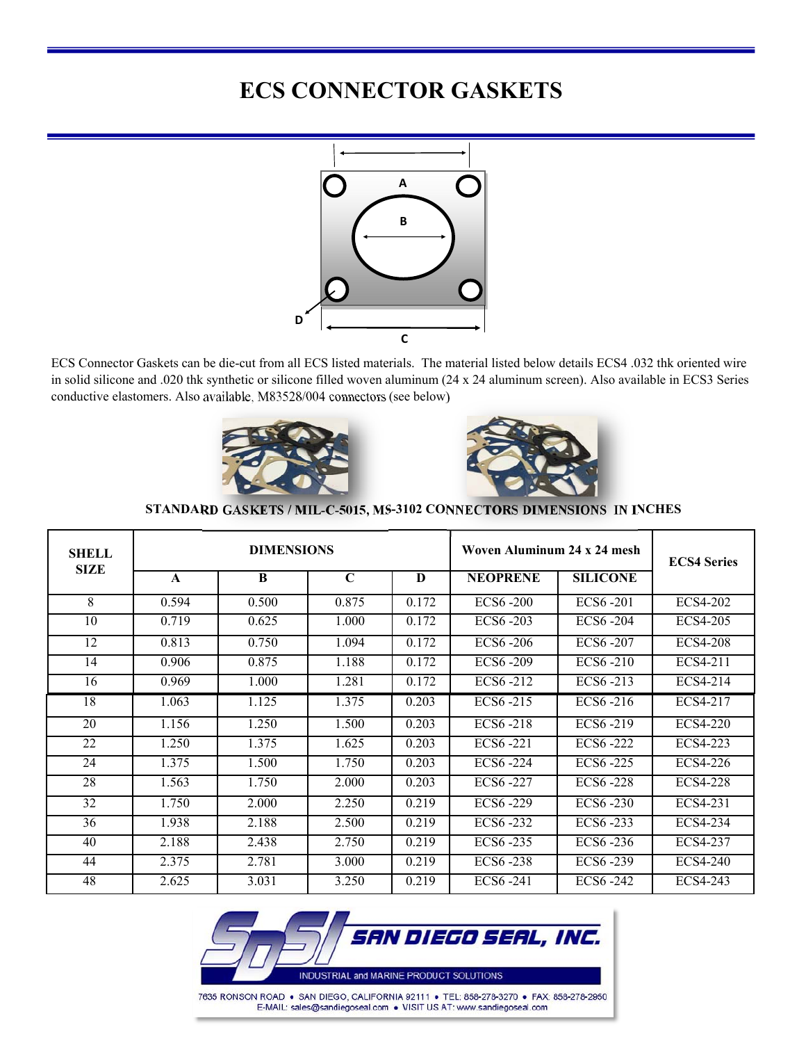# ECS CONNECTOR GASKETS

A

B

D

C

ECS Connector Gaskets can be die-cut from all ECS listed materials. The material listed below details ECS4 .032 thk oriented wire in solid silicone and .020 thk synthetic or silicone filled woven aluminum (24 x 24 aluminum screen). Also available in ECS3 Series conductive elastomers. Also available, M83528/004 connectors (see below)

**STANDARD GASKETS / MIL-C-5015, MS-3102 CONNECTORS DIMENSIONS IN INCHES**

| SHELL SIZE | DIMENSIONS | | | | Woven Aluminum 24 x 24 mesh | | ECS4 Series |
|---|---|---|---|---|---|---|---|
| | A | B | C | D | NEOPRENE | SILICONE | |
| 8 | 0.594 | 0.500 | 0.875 | 0.172 | ECS6 -200 | ECS6 -201 | ECS4-202 |
| 10 | 0.719 | 0.625 | 1.000 | 0.172 | ECS6 -203 | ECS6 -204 | ECS4-205 |
| 12 | 0.813 | 0.750 | 1.094 | 0.172 | ECS6 -206 | ECS6 -207 | ECS4-208 |
| 14 | 0.906 | 0.875 | 1.188 | 0.172 | ECS6 -209 | ECS6 -210 | ECS4-211 |
| 16 | 0.969 | 1.000 | 1.281 | 0.172 | ECS6 -212 | ECS6 -213 | ECS4-214 |
| 18 | 1.063 | 1.125 | 1.375 | 0.203 | ECS6 -215 | ECS6 -216 | ECS4-217 |
| 20 | 1.156 | 1.250 | 1.500 | 0.203 | ECS6 -218 | ECS6 -219 | ECS4-220 |
| 22 | 1.250 | 1.375 | 1.625 | 0.203 | ECS6 -221 | ECS6 -222 | ECS4-223 |
| 24 | 1.375 | 1.500 | 1.750 | 0.203 | ECS6 -224 | ECS6 -225 | ECS4-226 |
| 28 | 1.563 | 1.750 | 2.000 | 0.203 | ECS6 -227 | ECS6 -228 | ECS4-228 |
| 32 | 1.750 | 2.000 | 2.250 | 0.219 | ECS6 -229 | ECS6 -230 | ECS4-231 |
| 36 | 1.938 | 2.188 | 2.500 | 0.219 | ECS6 -232 | ECS6 -233 | ECS4-234 |
| 40 | 2.188 | 2.438 | 2.750 | 0.219 | ECS6 -235 | ECS6 -236 | ECS4-237 |
| 44 | 2.375 | 2.781 | 3.000 | 0.219 | ECS6 -238 | ECS6 -239 | ECS4-240 |
| 48 | 2.625 | 3.031 | 3.250 | 0.219 | ECS6 -241 | ECS6 -242 | ECS4-243 |

SAN DIEGO SEAL, INC.

INDUSTRIAL and MARINE PRODUCT SOLUTIONS

7635 RONSON ROAD • SAN DIEGO, CALIFORNIA 92111 • TEL: 858-278-3270 • FAX: 858-278-2950
E-MAIL: sales@sandiegoseal.com • VISIT US AT: www.sandiegoseal.com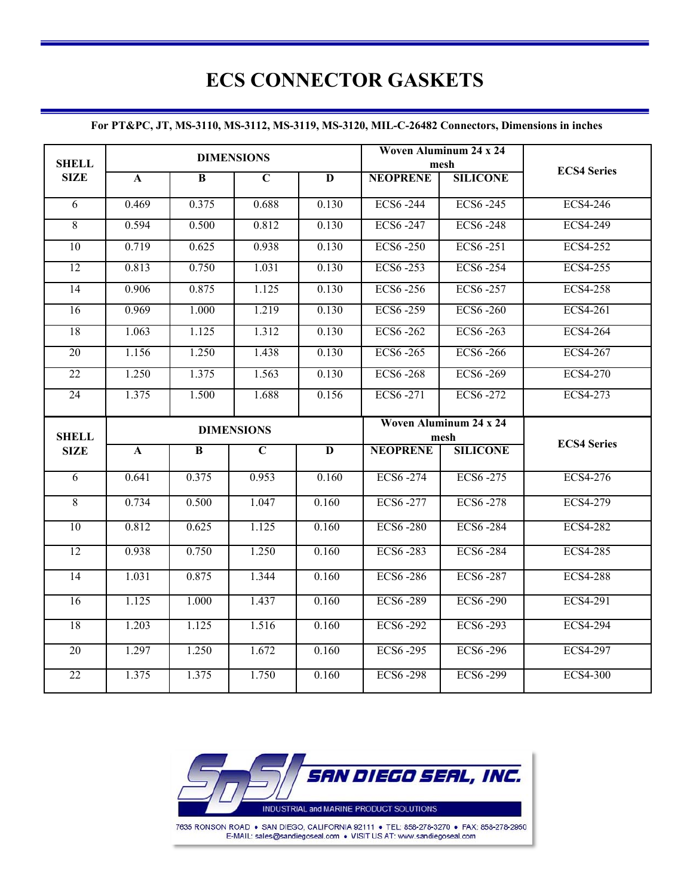# ECS CONNECTOR GASKETS

**For PT&PC, JT, MS-3110, MS-3112, MS-3119, MS-3120, MIL-C-26482 Connectors, Dimensions in inches**

| SHELL SIZE | DIMENSIONS | | | | Woven Aluminum 24 x 24 mesh | | ECS4 Series |
|---|---|---|---|---|---|---|---|
| | A | B | C | D | NEOPRENE | SILICONE | |
| 6 | 0.469 | 0.375 | 0.688 | 0.130 | ECS6 -244 | ECS6 -245 | ECS4-246 |
| 8 | 0.594 | 0.500 | 0.812 | 0.130 | ECS6 -247 | ECS6 -248 | ECS4-249 |
| 10 | 0.719 | 0.625 | 0.938 | 0.130 | ECS6 -250 | ECS6 -251 | ECS4-252 |
| 12 | 0.813 | 0.750 | 1.031 | 0.130 | ECS6 -253 | ECS6 -254 | ECS4-255 |
| 14 | 0.906 | 0.875 | 1.125 | 0.130 | ECS6 -256 | ECS6 -257 | ECS4-258 |
| 16 | 0.969 | 1.000 | 1.219 | 0.130 | ECS6 -259 | ECS6 -260 | ECS4-261 |
| 18 | 1.063 | 1.125 | 1.312 | 0.130 | ECS6 -262 | ECS6 -263 | ECS4-264 |
| 20 | 1.156 | 1.250 | 1.438 | 0.130 | ECS6 -265 | ECS6 -266 | ECS4-267 |
| 22 | 1.250 | 1.375 | 1.563 | 0.130 | ECS6 -268 | ECS6 -269 | ECS4-270 |
| 24 | 1.375 | 1.500 | 1.688 | 0.156 | ECS6 -271 | ECS6 -272 | ECS4-273 |

| SHELL SIZE | DIMENSIONS | | | | Woven Aluminum 24 x 24 mesh | | ECS4 Series |
|---|---|---|---|---|---|---|---|
| | A | B | C | D | NEOPRENE | SILICONE | |
| 6 | 0.641 | 0.375 | 0.953 | 0.160 | ECS6 -274 | ECS6 -275 | ECS4-276 |
| 8 | 0.734 | 0.500 | 1.047 | 0.160 | ECS6 -277 | ECS6 -278 | ECS4-279 |
| 10 | 0.812 | 0.625 | 1.125 | 0.160 | ECS6 -280 | ECS6 -284 | ECS4-282 |
| 12 | 0.938 | 0.750 | 1.250 | 0.160 | ECS6 -283 | ECS6 -284 | ECS4-285 |
| 14 | 1.031 | 0.875 | 1.344 | 0.160 | ECS6 -286 | ECS6 -287 | ECS4-288 |
| 16 | 1.125 | 1.000 | 1.437 | 0.160 | ECS6 -289 | ECS6 -290 | ECS4-291 |
| 18 | 1.203 | 1.125 | 1.516 | 0.160 | ECS6 -292 | ECS6 -293 | ECS4-294 |
| 20 | 1.297 | 1.250 | 1.672 | 0.160 | ECS6 -295 | ECS6 -296 | ECS4-297 |
| 22 | 1.375 | 1.375 | 1.750 | 0.160 | ECS6 -298 | ECS6 -299 | ECS4-300 |

**SAN DIEGO SEAL, INC.**

INDUSTRIAL and MARINE PRODUCT SOLUTIONS

7635 RONSON ROAD • SAN DIEGO, CALIFORNIA 92111 • TEL: 858-278-3270 • FAX: 858-278-2950
E-MAIL: sales@sandiegoseal.com • VISIT US AT: www.sandiegoseal.com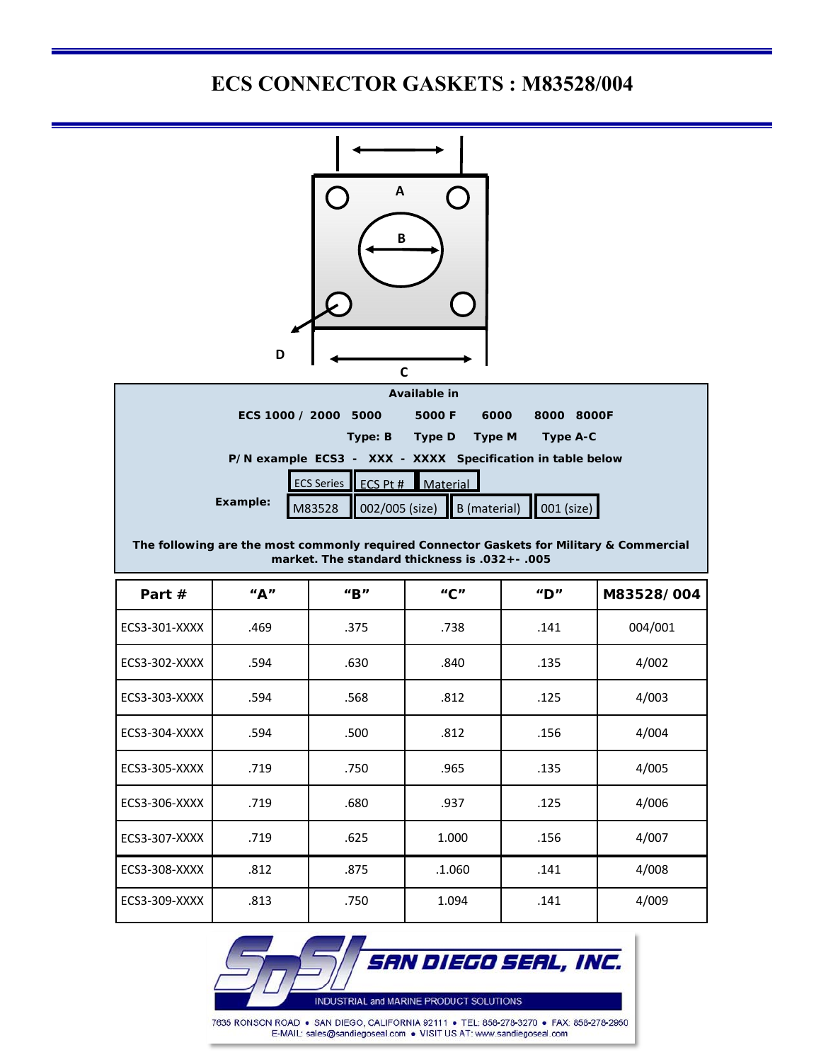# ECS CONNECTOR GASKETS : M83528/004

A

B

D

C

**Available in**

**ECS 1000 / 2000 5000 5000 F 6000 8000 8000F**

**Type: B Type D Type M Type A-C**

**P/N example ECS3 - XXX - XXXX Specification in table below**

| | ECS Series | ECS Pt # | Material | |
|---|---|---|---|---|
| **Example:** | M83528 | 002/005 (size) | B (material) | 001 (size) |

**The following are the most commonly required Connector Gaskets for Military & Commercial market. The standard thickness is .032+- .005**

| Part # | "A" | "B" | "C" | "D" | M83528/004 |
|---|---|---|---|---|---|
| ECS3-301-XXXX | .469 | .375 | .738 | .141 | 004/001 |
| ECS3-302-XXXX | .594 | .630 | .840 | .135 | 4/002 |
| ECS3-303-XXXX | .594 | .568 | .812 | .125 | 4/003 |
| ECS3-304-XXXX | .594 | .500 | .812 | .156 | 4/004 |
| ECS3-305-XXXX | .719 | .750 | .965 | .135 | 4/005 |
| ECS3-306-XXXX | .719 | .680 | .937 | .125 | 4/006 |
| ECS3-307-XXXX | .719 | .625 | 1.000 | .156 | 4/007 |
| ECS3-308-XXXX | .812 | .875 | .1.060 | .141 | 4/008 |
| ECS3-309-XXXX | .813 | .750 | 1.094 | .141 | 4/009 |

SAN DIEGO SEAL, INC.

INDUSTRIAL and MARINE PRODUCT SOLUTIONS

7635 RONSON ROAD • SAN DIEGO, CALIFORNIA 92111 • TEL: 858-278-3270 • FAX: 858-278-2950
E-MAIL: sales@sandiegoseal.com • VISIT US AT: www.sandiegoseal.com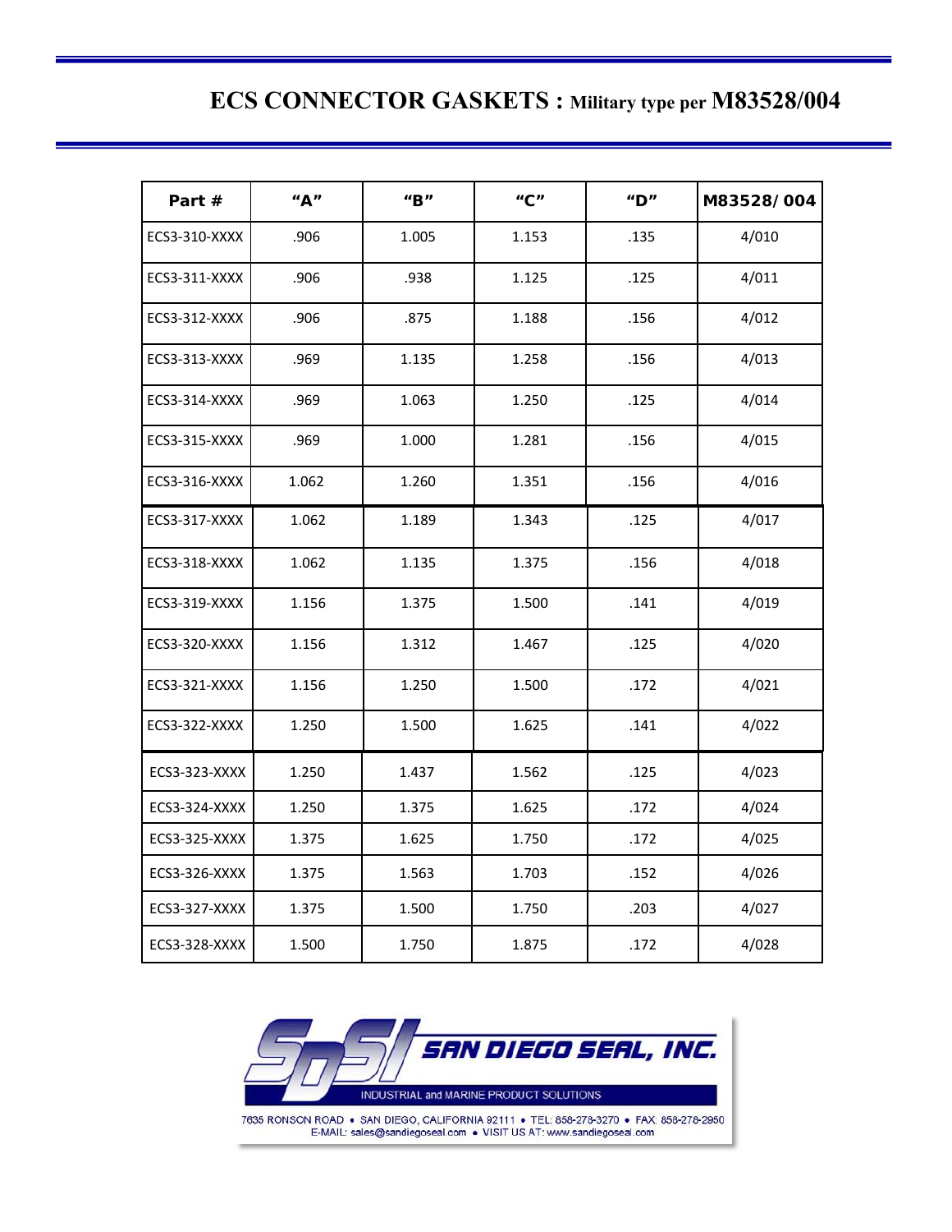# ECS CONNECTOR GASKETS : Military type per M83528/004

| Part # | "A" | "B" | "C" | "D" | M83528/ 004 |
|---|---|---|---|---|---|
| ECS3-310-XXXX | .906 | 1.005 | 1.153 | .135 | 4/010 |
| ECS3-311-XXXX | .906 | .938 | 1.125 | .125 | 4/011 |
| ECS3-312-XXXX | .906 | .875 | 1.188 | .156 | 4/012 |
| ECS3-313-XXXX | .969 | 1.135 | 1.258 | .156 | 4/013 |
| ECS3-314-XXXX | .969 | 1.063 | 1.250 | .125 | 4/014 |
| ECS3-315-XXXX | .969 | 1.000 | 1.281 | .156 | 4/015 |
| ECS3-316-XXXX | 1.062 | 1.260 | 1.351 | .156 | 4/016 |
| ECS3-317-XXXX | 1.062 | 1.189 | 1.343 | .125 | 4/017 |
| ECS3-318-XXXX | 1.062 | 1.135 | 1.375 | .156 | 4/018 |
| ECS3-319-XXXX | 1.156 | 1.375 | 1.500 | .141 | 4/019 |
| ECS3-320-XXXX | 1.156 | 1.312 | 1.467 | .125 | 4/020 |
| ECS3-321-XXXX | 1.156 | 1.250 | 1.500 | .172 | 4/021 |
| ECS3-322-XXXX | 1.250 | 1.500 | 1.625 | .141 | 4/022 |
| ECS3-323-XXXX | 1.250 | 1.437 | 1.562 | .125 | 4/023 |
| ECS3-324-XXXX | 1.250 | 1.375 | 1.625 | .172 | 4/024 |
| ECS3-325-XXXX | 1.375 | 1.625 | 1.750 | .172 | 4/025 |
| ECS3-326-XXXX | 1.375 | 1.563 | 1.703 | .152 | 4/026 |
| ECS3-327-XXXX | 1.375 | 1.500 | 1.750 | .203 | 4/027 |
| ECS3-328-XXXX | 1.500 | 1.750 | 1.875 | .172 | 4/028 |

SDSI SAN DIEGO SEAL, INC.

INDUSTRIAL and MARINE PRODUCT SOLUTIONS

7635 RONSON ROAD • SAN DIEGO, CALIFORNIA 92111 • TEL: 858-278-3270 • FAX: 858-278-2850
E-MAIL: sales@sandiegoseal.com • VISIT US AT: www.sandiegoseal.com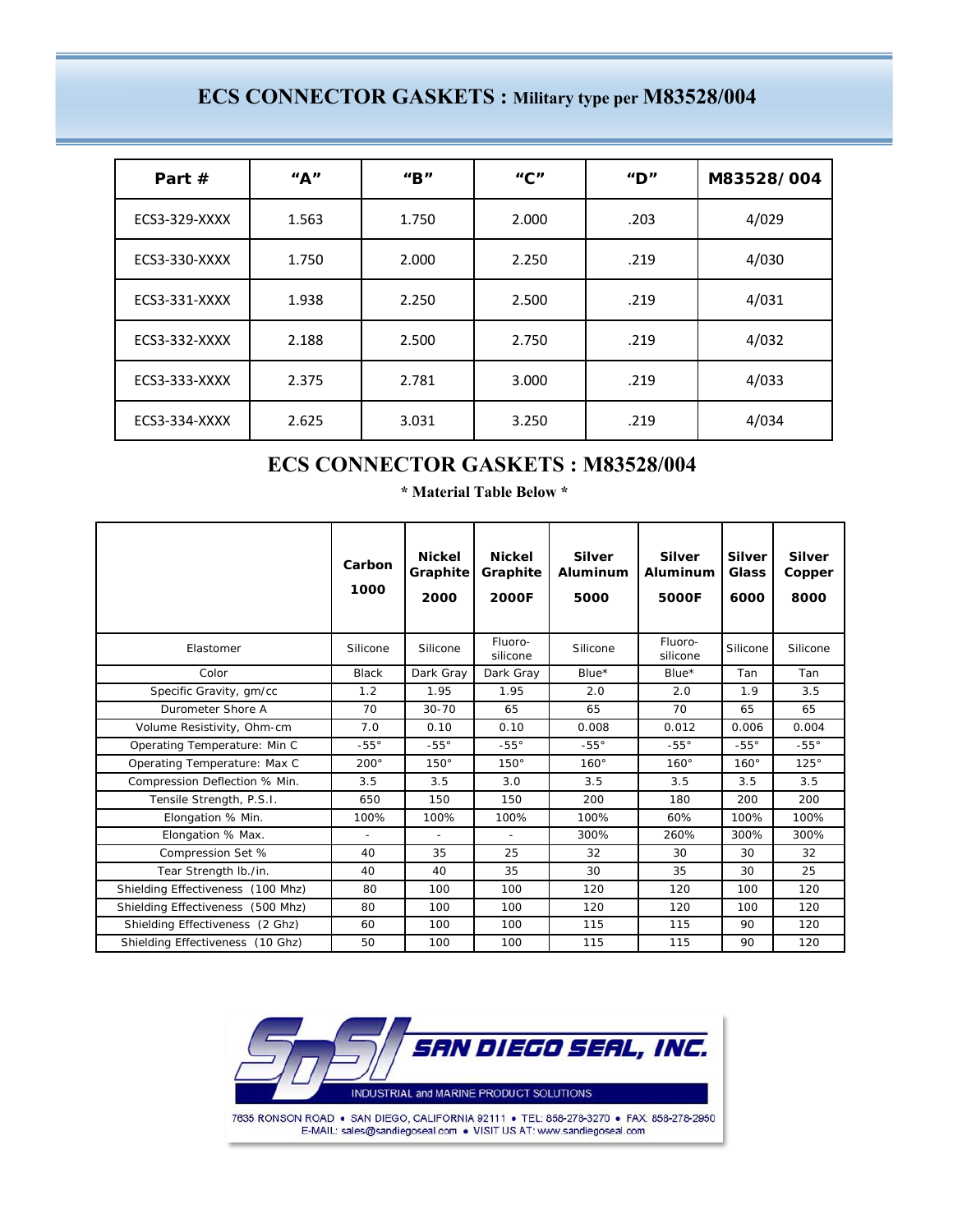# ECS CONNECTOR GASKETS : Military type per M83528/004

| Part # | "A" | "B" | "C" | "D" | M83528/004 |
|---|---|---|---|---|---|
| ECS3-329-XXXX | 1.563 | 1.750 | 2.000 | .203 | 4/029 |
| ECS3-330-XXXX | 1.750 | 2.000 | 2.250 | .219 | 4/030 |
| ECS3-331-XXXX | 1.938 | 2.250 | 2.500 | .219 | 4/031 |
| ECS3-332-XXXX | 2.188 | 2.500 | 2.750 | .219 | 4/032 |
| ECS3-333-XXXX | 2.375 | 2.781 | 3.000 | .219 | 4/033 |
| ECS3-334-XXXX | 2.625 | 3.031 | 3.250 | .219 | 4/034 |

# ECS CONNECTOR GASKETS : M83528/004

**\* Material Table Below \***

| | Carbon 1000 | Nickel Graphite 2000 | Nickel Graphite 2000F | Silver Aluminum 5000 | Silver Aluminum 5000F | Silver Glass 6000 | Silver Copper 8000 |
|---|---|---|---|---|---|---|---|
| Elastomer | Silicone | Silicone | Fluoro-silicone | Silicone | Fluoro-silicone | Silicone | Silicone |
| Color | Black | Dark Gray | Dark Gray | Blue* | Blue* | Tan | Tan |
| Specific Gravity, gm/cc | 1.2 | 1.95 | 1.95 | 2.0 | 2.0 | 1.9 | 3.5 |
| Durometer Shore A | 70 | 30-70 | 65 | 65 | 70 | 65 | 65 |
| Volume Resistivity, Ohm-cm | 7.0 | 0.10 | 0.10 | 0.008 | 0.012 | 0.006 | 0.004 |
| Operating Temperature: Min C | -55° | -55° | -55° | -55° | -55° | -55° | -55° |
| Operating Temperature: Max C | 200° | 150° | 150° | 160° | 160° | 160° | 125° |
| Compression Deflection % Min. | 3.5 | 3.5 | 3.0 | 3.5 | 3.5 | 3.5 | 3.5 |
| Tensile Strength, P.S.I. | 650 | 150 | 150 | 200 | 180 | 200 | 200 |
| Elongation % Min. | 100% | 100% | 100% | 100% | 60% | 100% | 100% |
| Elongation % Max. | - | - | - | 300% | 260% | 300% | 300% |
| Compression Set % | 40 | 35 | 25 | 32 | 30 | 30 | 32 |
| Tear Strength lb./in. | 40 | 40 | 35 | 30 | 35 | 30 | 25 |
| Shielding Effectiveness (100 Mhz) | 80 | 100 | 100 | 120 | 120 | 100 | 120 |
| Shielding Effectiveness (500 Mhz) | 80 | 100 | 100 | 120 | 120 | 100 | 120 |
| Shielding Effectiveness (2 Ghz) | 60 | 100 | 100 | 115 | 115 | 90 | 120 |
| Shielding Effectiveness (10 Ghz) | 50 | 100 | 100 | 115 | 115 | 90 | 120 |

SAN DIEGO SEAL, INC.

INDUSTRIAL and MARINE PRODUCT SOLUTIONS

7635 RONSON ROAD • SAN DIEGO, CALIFORNIA 92111 • TEL: 858-278-3270 • FAX: 858-278-2950
E-MAIL: sales@sandiegoseal.com • VISIT US AT: www.sandiegoseal.com